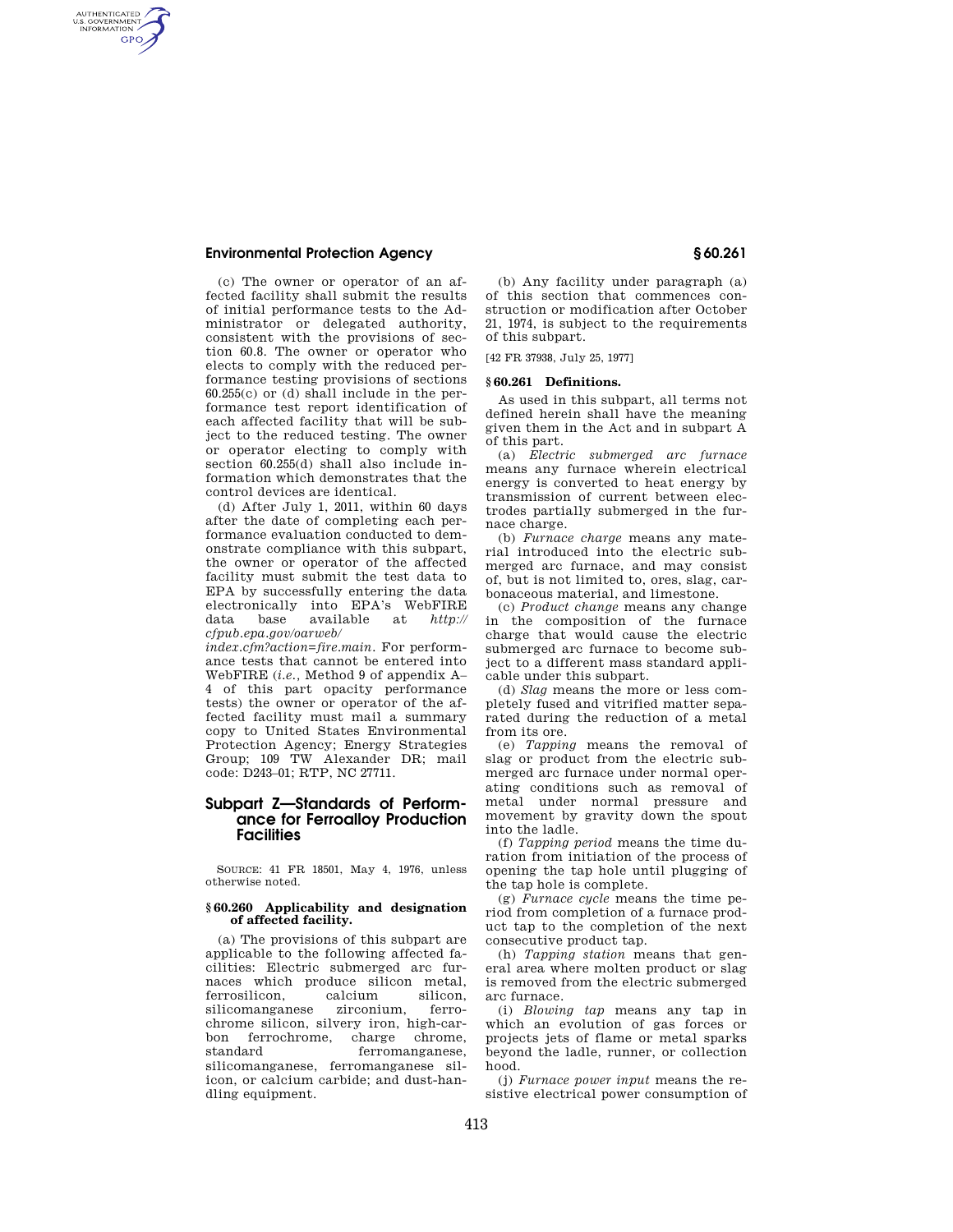(c) The owner or operator of an affected facility shall submit the results of initial performance tests to the Administrator or delegated authority, consistent with the provisions of section 60.8. The owner or operator who elects to comply with the reduced performance testing provisions of sections 60.255(c) or (d) shall include in the performance test report identification of each affected facility that will be subject to the reduced testing. The owner or operator electing to comply with section 60.255(d) shall also include information which demonstrates that the control devices are identical.

(d) After July 1, 2011, within 60 days after the date of completing each performance evaluation conducted to demonstrate compliance with this subpart, the owner or operator of the affected facility must submit the test data to EPA by successfully entering the data electronically into EPA's WebFIRE data base available at *http://cfpub.epa.gov/oarweb/index.cfm?action=fire.main*. For performance tests that cannot be entered into WebFIRE (*i.e.*, Method 9 of appendix A–4 of this part opacity performance tests) the owner or operator of the affected facility must mail a summary copy to United States Environmental Protection Agency; Energy Strategies Group; 109 TW Alexander DR; mail code: D243–01; RTP, NC 27711.

## Subpart Z—Standards of Performance for Ferroalloy Production Facilities

SOURCE: 41 FR 18501, May 4, 1976, unless otherwise noted.

### § 60.260 Applicability and designation of affected facility.

(a) The provisions of this subpart are applicable to the following affected facilities: Electric submerged arc furnaces which produce silicon metal, ferrosilicon, calcium silicon, silicomanganese zirconium, ferrochrome silicon, silvery iron, high-carbon ferrochrome, charge chrome, standard ferromanganese, silicomanganese, ferromanganese silicon, or calcium carbide; and dust-handling equipment.

(b) Any facility under paragraph (a) of this section that commences construction or modification after October 21, 1974, is subject to the requirements of this subpart.

[42 FR 37938, July 25, 1977]

### § 60.261 Definitions.

As used in this subpart, all terms not defined herein shall have the meaning given them in the Act and in subpart A of this part.

(a) *Electric submerged arc furnace* means any furnace wherein electrical energy is converted to heat energy by transmission of current between electrodes partially submerged in the furnace charge.

(b) *Furnace charge* means any material introduced into the electric submerged arc furnace, and may consist of, but is not limited to, ores, slag, carbonaceous material, and limestone.

(c) *Product change* means any change in the composition of the furnace charge that would cause the electric submerged arc furnace to become subject to a different mass standard applicable under this subpart.

(d) *Slag* means the more or less completely fused and vitrified matter separated during the reduction of a metal from its ore.

(e) *Tapping* means the removal of slag or product from the electric submerged arc furnace under normal operating conditions such as removal of metal under normal pressure and movement by gravity down the spout into the ladle.

(f) *Tapping period* means the time duration from initiation of the process of opening the tap hole until plugging of the tap hole is complete.

(g) *Furnace cycle* means the time period from completion of a furnace product tap to the completion of the next consecutive product tap.

(h) *Tapping station* means that general area where molten product or slag is removed from the electric submerged arc furnace.

(i) *Blowing tap* means any tap in which an evolution of gas forces or projects jets of flame or metal sparks beyond the ladle, runner, or collection hood.

(j) *Furnace power input* means the resistive electrical power consumption of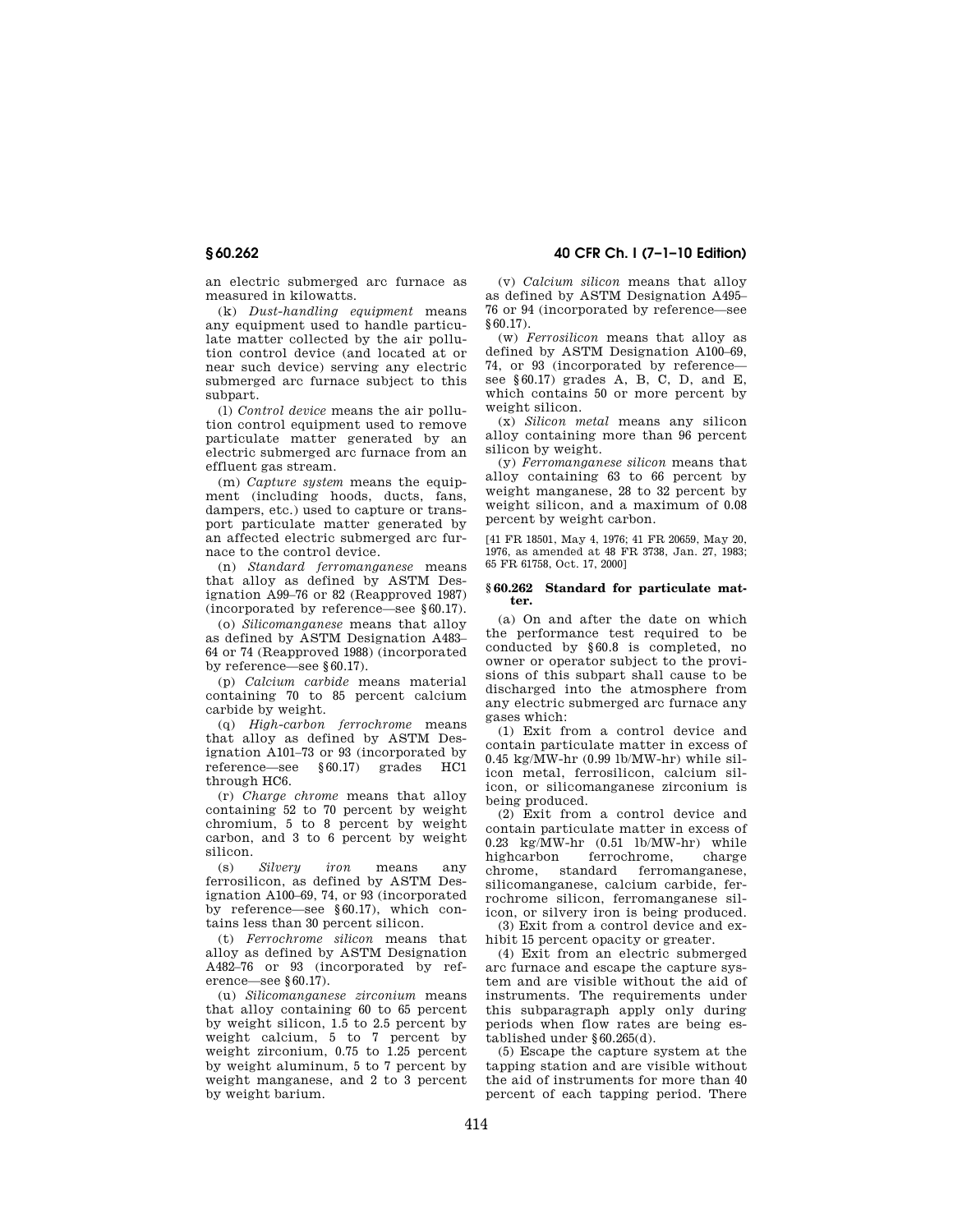an electric submerged arc furnace as measured in kilowatts.

(k) *Dust-handling equipment* means any equipment used to handle particulate matter collected by the air pollution control device (and located at or near such device) serving any electric submerged arc furnace subject to this subpart.

(l) *Control device* means the air pollution control equipment used to remove particulate matter generated by an electric submerged arc furnace from an effluent gas stream.

(m) *Capture system* means the equipment (including hoods, ducts, fans, dampers, etc.) used to capture or transport particulate matter generated by an affected electric submerged arc furnace to the control device.

(n) *Standard ferromanganese* means that alloy as defined by ASTM Designation A99–76 or 82 (Reapproved 1987) (incorporated by reference—see §60.17).

(o) *Silicomanganese* means that alloy as defined by ASTM Designation A483–64 or 74 (Reapproved 1988) (incorporated by reference—see §60.17).

(p) *Calcium carbide* means material containing 70 to 85 percent calcium carbide by weight.

(q) *High-carbon ferrochrome* means that alloy as defined by ASTM Designation A101–73 or 93 (incorporated by reference—see §60.17) grades HC1 through HC6.

(r) *Charge chrome* means that alloy containing 52 to 70 percent by weight chromium, 5 to 8 percent by weight carbon, and 3 to 6 percent by weight silicon.

(s) *Silvery iron* means any ferrosilicon, as defined by ASTM Designation A100–69, 74, or 93 (incorporated by reference—see §60.17), which contains less than 30 percent silicon.

(t) *Ferrochrome silicon* means that alloy as defined by ASTM Designation A482–76 or 93 (incorporated by reference—see §60.17).

(u) *Silicomanganese zirconium* means that alloy containing 60 to 65 percent by weight silicon, 1.5 to 2.5 percent by weight calcium, 5 to 7 percent by weight zirconium, 0.75 to 1.25 percent by weight aluminum, 5 to 7 percent by weight manganese, and 2 to 3 percent by weight barium.

(v) *Calcium silicon* means that alloy as defined by ASTM Designation A495–76 or 94 (incorporated by reference—see §60.17).

(w) *Ferrosilicon* means that alloy as defined by ASTM Designation A100–69, 74, or 93 (incorporated by reference—see §60.17) grades A, B, C, D, and E, which contains 50 or more percent by weight silicon.

(x) *Silicon metal* means any silicon alloy containing more than 96 percent silicon by weight.

(y) *Ferromanganese silicon* means that alloy containing 63 to 66 percent by weight manganese, 28 to 32 percent by weight silicon, and a maximum of 0.08 percent by weight carbon.

[41 FR 18501, May 4, 1976; 41 FR 20659, May 20, 1976, as amended at 48 FR 3738, Jan. 27, 1983; 65 FR 61758, Oct. 17, 2000]

### §60.262 Standard for particulate matter.

(a) On and after the date on which the performance test required to be conducted by §60.8 is completed, no owner or operator subject to the provisions of this subpart shall cause to be discharged into the atmosphere from any electric submerged arc furnace any gases which:

(1) Exit from a control device and contain particulate matter in excess of 0.45 kg/MW-hr (0.99 lb/MW-hr) while silicon metal, ferrosilicon, calcium silicon, or silicomanganese zirconium is being produced.

(2) Exit from a control device and contain particulate matter in excess of 0.23 kg/MW-hr (0.51 lb/MW-hr) while highcarbon ferrochrome, charge chrome, standard ferromanganese, silicomanganese, calcium carbide, ferrochrome silicon, ferromanganese silicon, or silvery iron is being produced.

(3) Exit from a control device and exhibit 15 percent opacity or greater.

(4) Exit from an electric submerged arc furnace and escape the capture system and are visible without the aid of instruments. The requirements under this subparagraph apply only during periods when flow rates are being established under §60.265(d).

(5) Escape the capture system at the tapping station and are visible without the aid of instruments for more than 40 percent of each tapping period. There